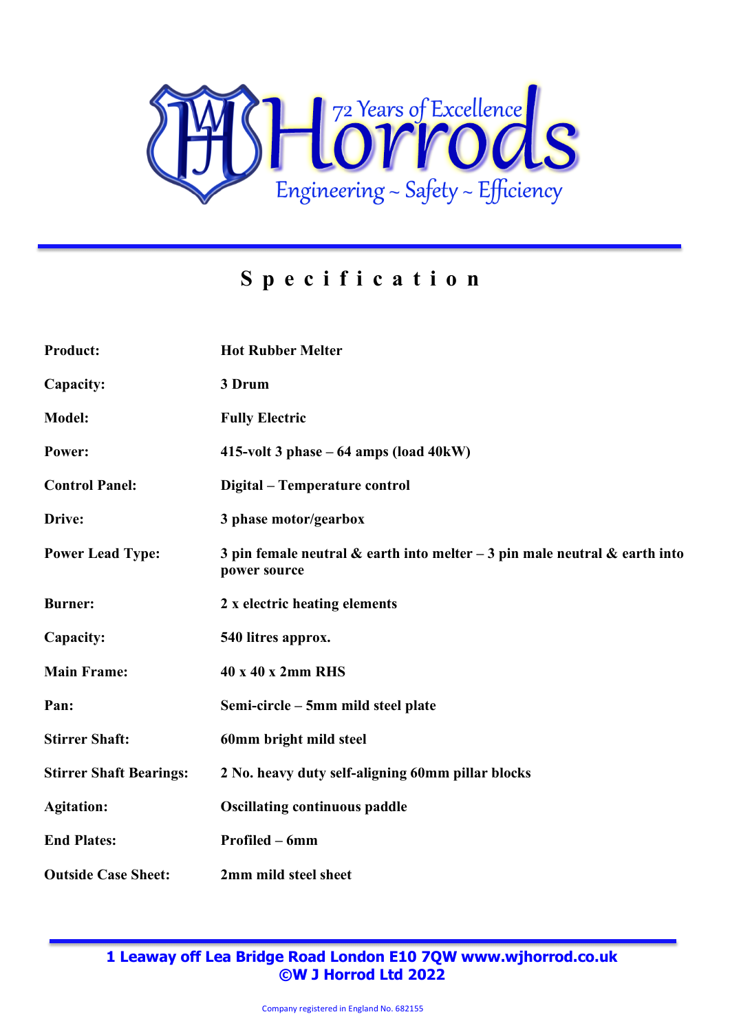# Horrods

72 Years of Excellence

Engineering ~ Safety ~ Efficiency

## Specification

| | |
|---|---|
| **Product:** | **Hot Rubber Melter** |
| **Capacity:** | **3 Drum** |
| **Model:** | **Fully Electric** |
| **Power:** | **415-volt 3 phase – 64 amps (load 40kW)** |
| **Control Panel:** | **Digital – Temperature control** |
| **Drive:** | **3 phase motor/gearbox** |
| **Power Lead Type:** | **3 pin female neutral & earth into melter – 3 pin male neutral & earth into power source** |
| **Burner:** | **2 x electric heating elements** |
| **Capacity:** | **540 litres approx.** |
| **Main Frame:** | **40 x 40 x 2mm RHS** |
| **Pan:** | **Semi-circle – 5mm mild steel plate** |
| **Stirrer Shaft:** | **60mm bright mild steel** |
| **Stirrer Shaft Bearings:** | **2 No. heavy duty self-aligning 60mm pillar blocks** |
| **Agitation:** | **Oscillating continuous paddle** |
| **End Plates:** | **Profiled – 6mm** |
| **Outside Case Sheet:** | **2mm mild steel sheet** |

**1 Leaway off Lea Bridge Road London E10 7QW www.wjhorrod.co.uk**
**©W J Horrod Ltd 2022**

Company registered in England No. 682155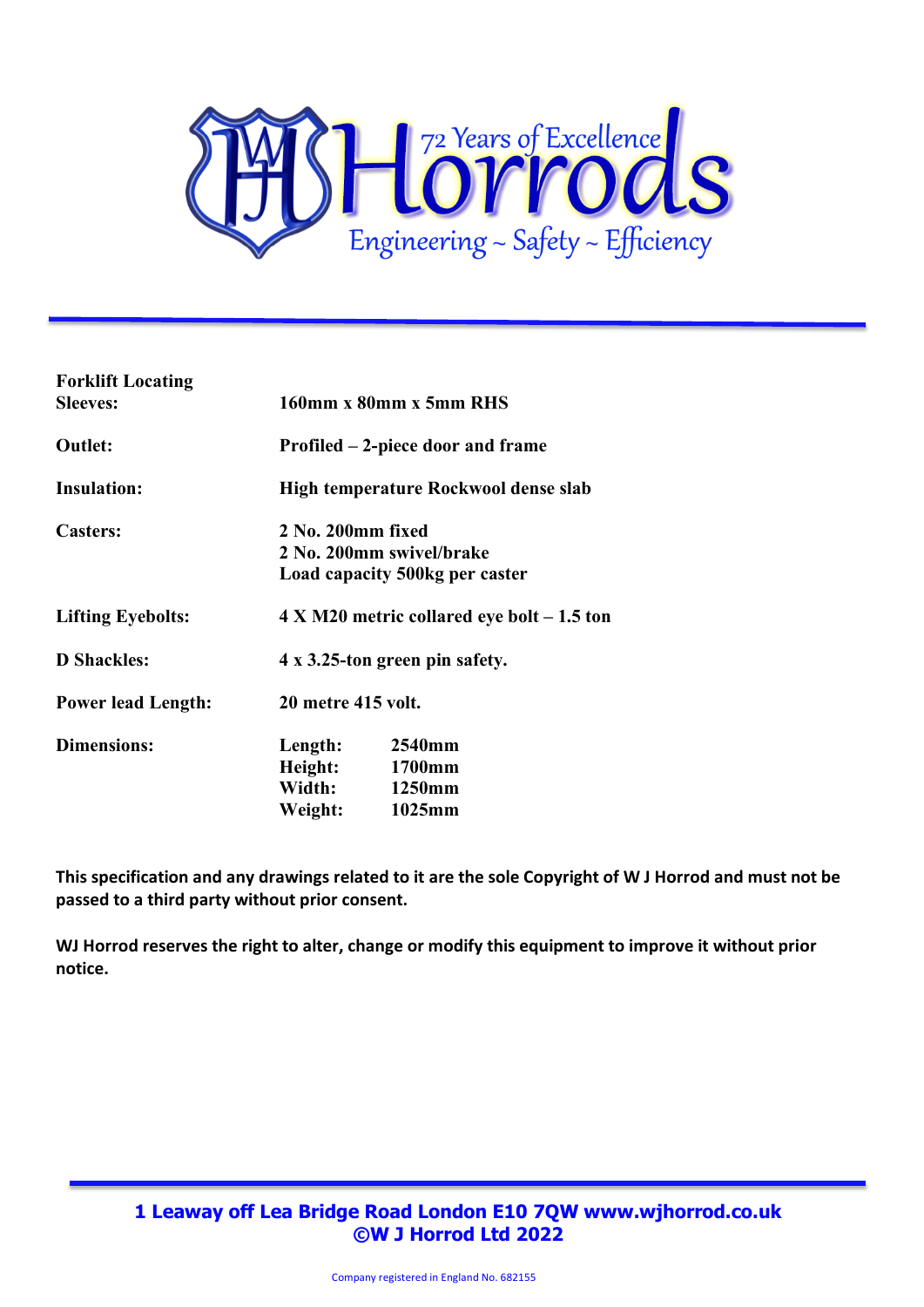| | |
|---|---|
| **Forklift Locating Sleeves:** | **160mm x 80mm x 5mm RHS** |
| **Outlet:** | **Profiled – 2-piece door and frame** |
| **Insulation:** | **High temperature Rockwool dense slab** |
| **Casters:** | **2 No. 200mm fixed**<br>**2 No. 200mm swivel/brake**<br>**Load capacity 500kg per caster** |
| **Lifting Eyebolts:** | **4 X M20 metric collared eye bolt – 1.5 ton** |
| **D Shackles:** | **4 x 3.25-ton green pin safety.** |
| **Power lead Length:** | **20 metre 415 volt.** |
| **Dimensions:** | **Length: 2540mm**<br>**Height: 1700mm**<br>**Width: 1250mm**<br>**Weight: 1025mm** |

**This specification and any drawings related to it are the sole Copyright of W J Horrod and must not be passed to a third party without prior consent.**

**WJ Horrod reserves the right to alter, change or modify this equipment to improve it without prior notice.**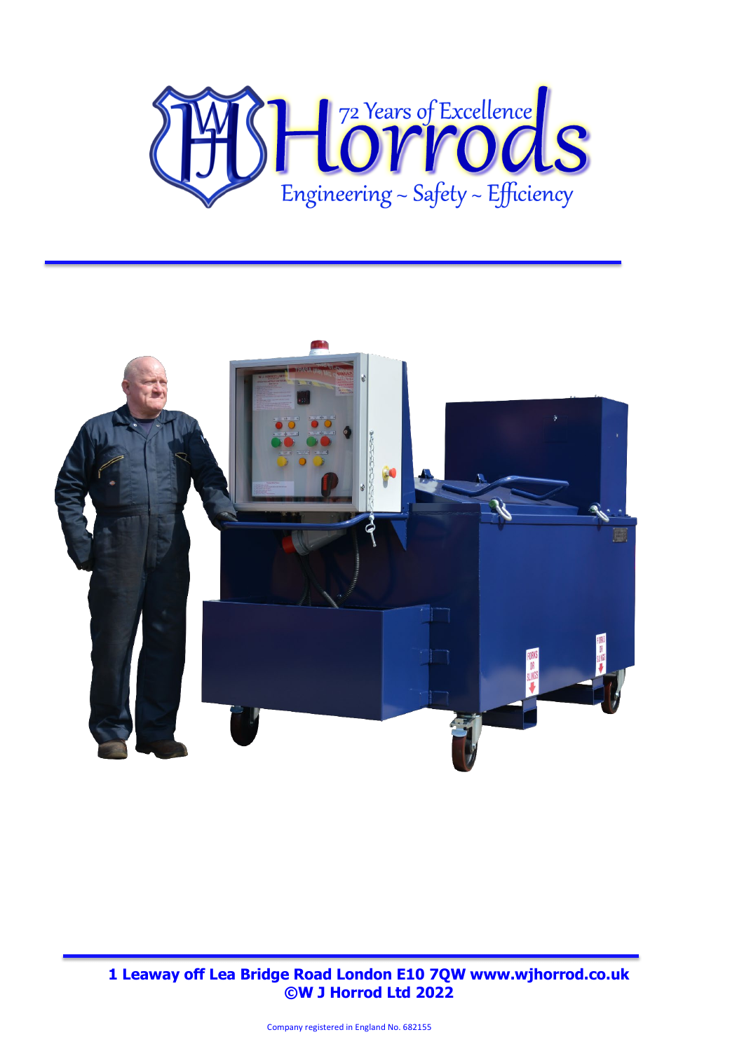72 Years of Excellence

# Horrods

Engineering ~ Safety ~ Efficiency

**1 Leaway off Lea Bridge Road London E10 7QW www.wjhorrod.co.uk**
**©W J Horrod Ltd 2022**

Company registered in England No. 682155